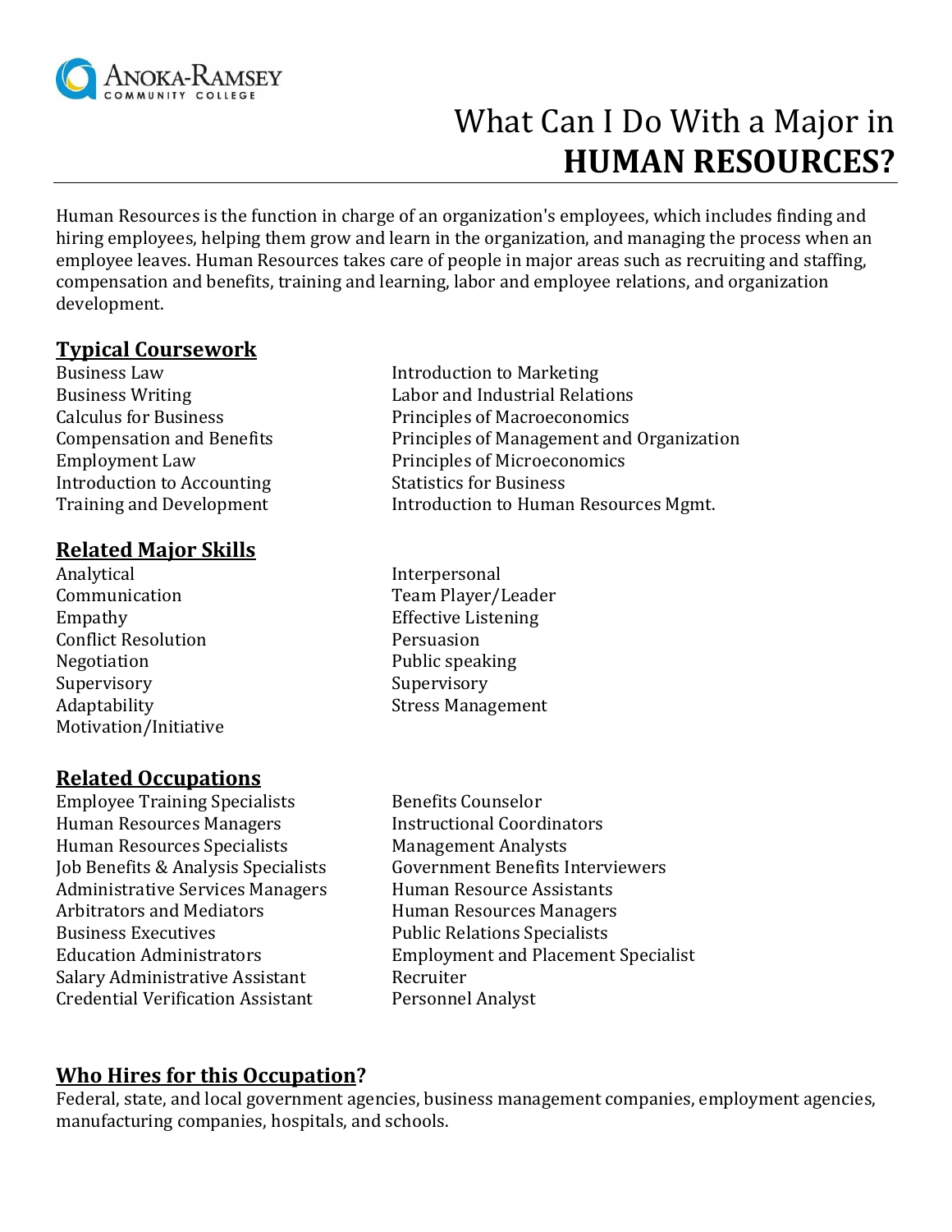ANOKA-RAMSEY COMMUNITY COLLEGE

# What Can I Do With a Major in **HUMAN RESOURCES?**

Human Resources is the function in charge of an organization's employees, which includes finding and hiring employees, helping them grow and learn in the organization, and managing the process when an employee leaves. Human Resources takes care of people in major areas such as recruiting and staffing, compensation and benefits, training and learning, labor and employee relations, and organization development.

## Typical Coursework

- Business Law
- Business Writing
- Calculus for Business
- Compensation and Benefits
- Employment Law
- Introduction to Accounting
- Training and Development
- Introduction to Marketing
- Labor and Industrial Relations
- Principles of Macroeconomics
- Principles of Management and Organization
- Principles of Microeconomics
- Statistics for Business
- Introduction to Human Resources Mgmt.

## Related Major Skills

- Analytical
- Communication
- Empathy
- Conflict Resolution
- Negotiation
- Supervisory
- Adaptability
- Motivation/Initiative
- Interpersonal
- Team Player/Leader
- Effective Listening
- Persuasion
- Public speaking
- Supervisory
- Stress Management

## Related Occupations

- Employee Training Specialists
- Human Resources Managers
- Human Resources Specialists
- Job Benefits & Analysis Specialists
- Administrative Services Managers
- Arbitrators and Mediators
- Business Executives
- Education Administrators
- Salary Administrative Assistant
- Credential Verification Assistant
- Benefits Counselor
- Instructional Coordinators
- Management Analysts
- Government Benefits Interviewers
- Human Resource Assistants
- Human Resources Managers
- Public Relations Specialists
- Employment and Placement Specialist
- Recruiter
- Personnel Analyst

## Who Hires for this Occupation?

Federal, state, and local government agencies, business management companies, employment agencies, manufacturing companies, hospitals, and schools.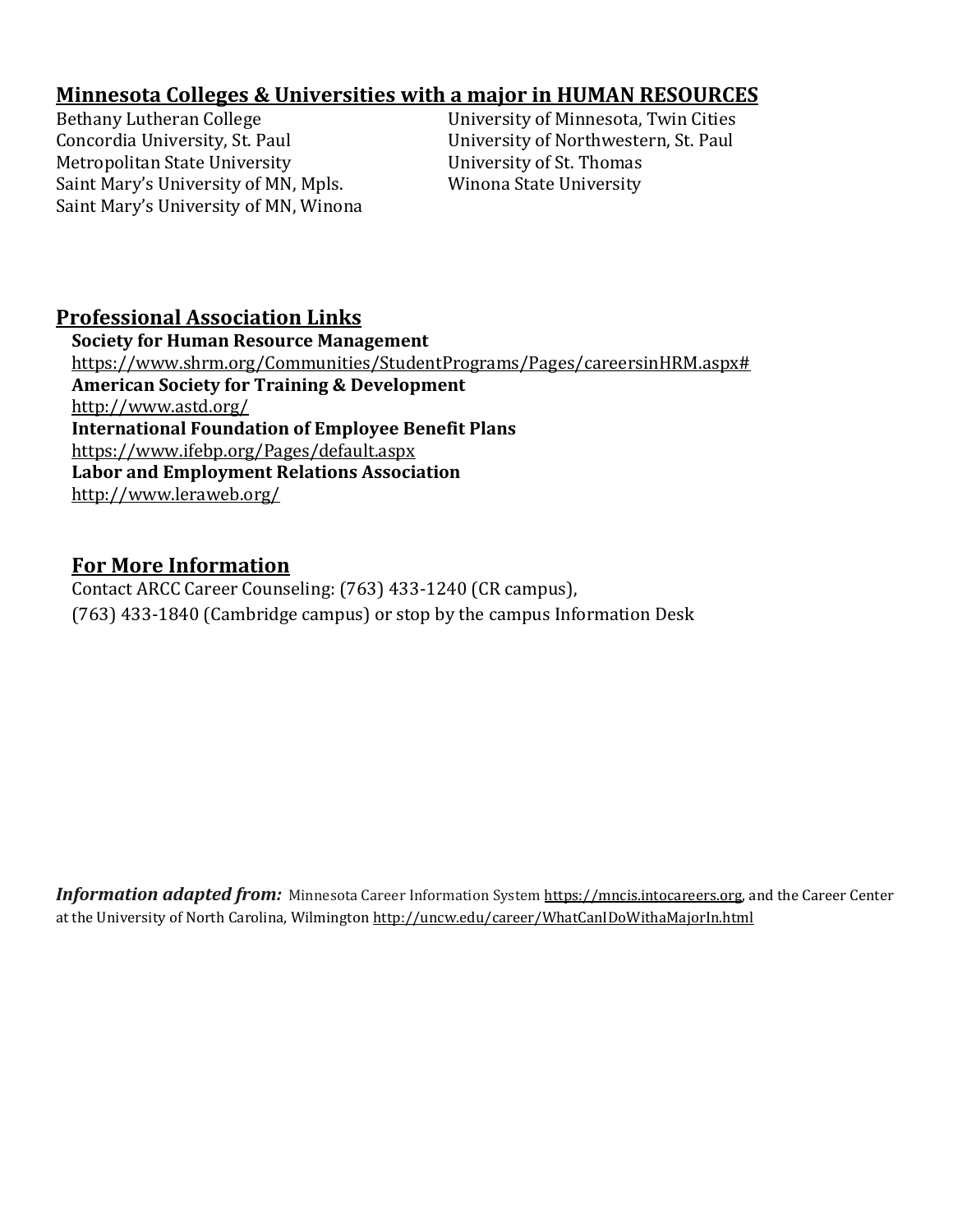## Minnesota Colleges & Universities with a major in HUMAN RESOURCES

Bethany Lutheran College
Concordia University, St. Paul
Metropolitan State University
Saint Mary's University of MN, Mpls.
Saint Mary's University of MN, Winona
University of Minnesota, Twin Cities
University of Northwestern, St. Paul
University of St. Thomas
Winona State University

## Professional Association Links

**Society for Human Resource Management**
https://www.shrm.org/Communities/StudentPrograms/Pages/careersinHRM.aspx#
**American Society for Training & Development**
http://www.astd.org/
**International Foundation of Employee Benefit Plans**
https://www.ifebp.org/Pages/default.aspx
**Labor and Employment Relations Association**
http://www.leraweb.org/

## For More Information

Contact ARCC Career Counseling: (763) 433-1240 (CR campus),
(763) 433-1840 (Cambridge campus) or stop by the campus Information Desk

***Information adapted from:*** Minnesota Career Information System https://mncis.intocareers.org, and the Career Center at the University of North Carolina, Wilmington http://uncw.edu/career/WhatCanIDoWithaMajorIn.html